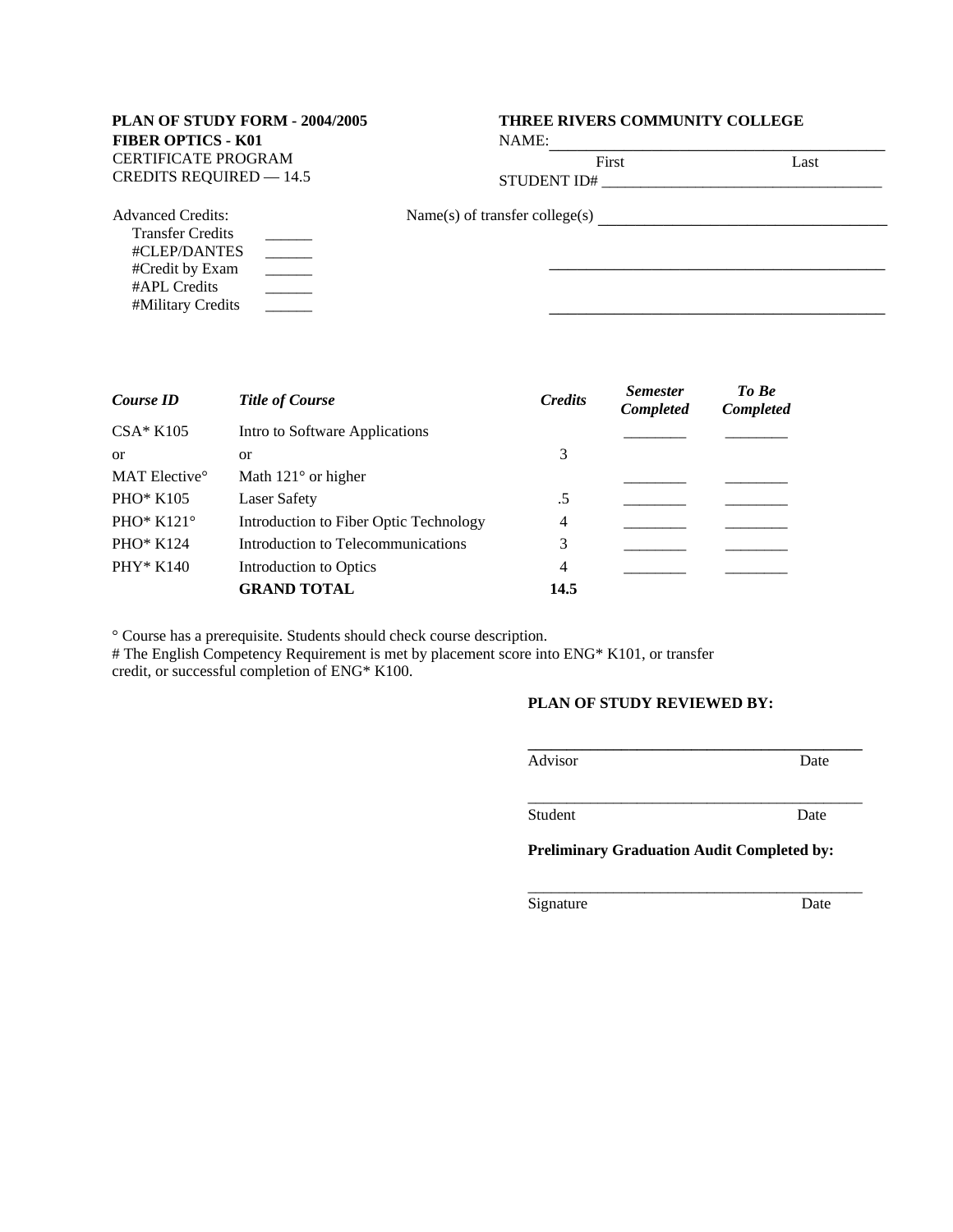**PLAN OF STUDY FORM - 2004/2005**
**FIBER OPTICS - K01**
CERTIFICATE PROGRAM
CREDITS REQUIRED — 14.5

**THREE RIVERS COMMUNITY COLLEGE**
NAME: ___________________________________________
First                                        Last
STUDENT ID# ___________________________________

Advanced Credits:
- Transfer Credits ______
- #CLEP/DANTES ______
- #Credit by Exam ______
- #APL Credits ______
- #Military Credits ______

Name(s) of transfer college(s) ___________________________________

___________________________________________

___________________________________________

| *Course ID* | *Title of Course* | *Credits* | *Semester Completed* | *To Be Completed* |
|---|---|---|---|---|
| CSA* K105 | Intro to Software Applications | | ________ | ________ |
| or | or | 3 | | |
| MAT Elective° | Math 121° or higher | | ________ | ________ |
| PHO* K105 | Laser Safety | .5 | ________ | ________ |
| PHO* K121° | Introduction to Fiber Optic Technology | 4 | ________ | ________ |
| PHO* K124 | Introduction to Telecommunications | 3 | ________ | ________ |
| PHY* K140 | Introduction to Optics | 4 | ________ | ________ |
| | **GRAND TOTAL** | **14.5** | | |

° Course has a prerequisite. Students should check course description.
# The English Competency Requirement is met by placement score into ENG* K101, or transfer credit, or successful completion of ENG* K100.

**PLAN OF STUDY REVIEWED BY:**

___________________________________________
Advisor                                        Date

___________________________________________
Student                                        Date

**Preliminary Graduation Audit Completed by:**

___________________________________________
Signature                                        Date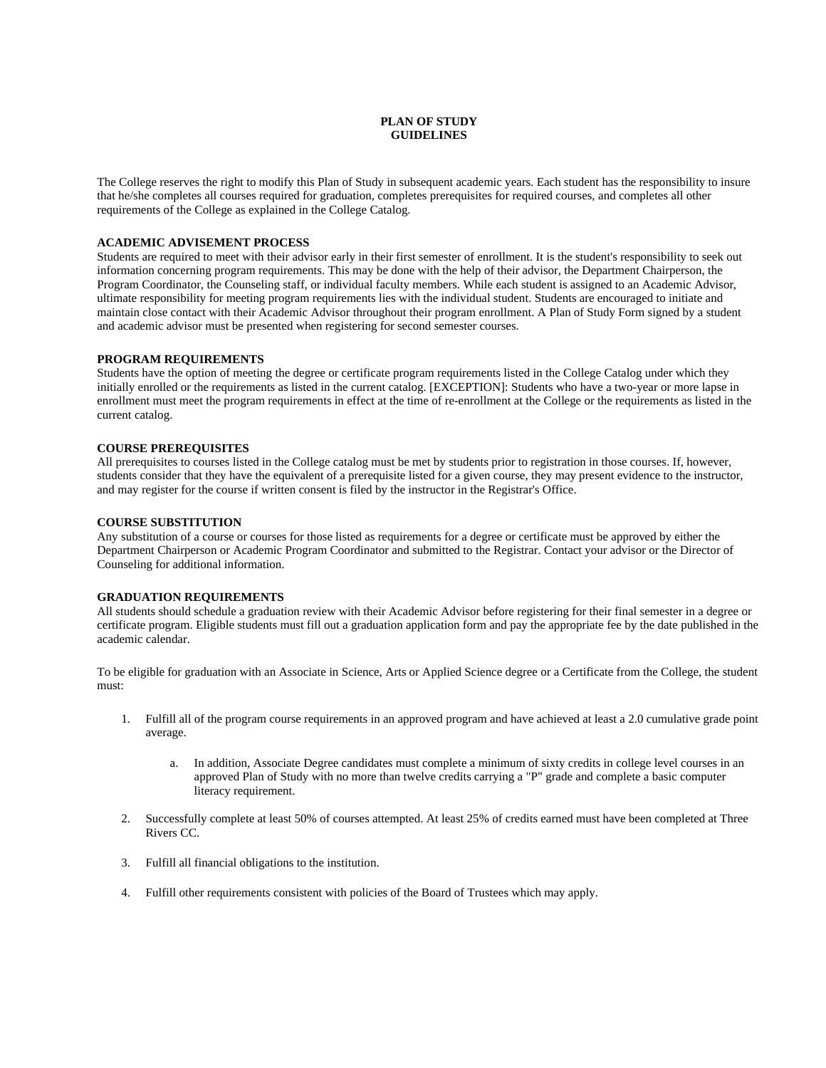# PLAN OF STUDY GUIDELINES

The College reserves the right to modify this Plan of Study in subsequent academic years. Each student has the responsibility to insure that he/she completes all courses required for graduation, completes prerequisites for required courses, and completes all other requirements of the College as explained in the College Catalog.

**ACADEMIC ADVISEMENT PROCESS**
Students are required to meet with their advisor early in their first semester of enrollment. It is the student's responsibility to seek out information concerning program requirements. This may be done with the help of their advisor, the Department Chairperson, the Program Coordinator, the Counseling staff, or individual faculty members. While each student is assigned to an Academic Advisor, ultimate responsibility for meeting program requirements lies with the individual student. Students are encouraged to initiate and maintain close contact with their Academic Advisor throughout their program enrollment. A Plan of Study Form signed by a student and academic advisor must be presented when registering for second semester courses.

**PROGRAM REQUIREMENTS**
Students have the option of meeting the degree or certificate program requirements listed in the College Catalog under which they initially enrolled or the requirements as listed in the current catalog. [EXCEPTION]: Students who have a two-year or more lapse in enrollment must meet the program requirements in effect at the time of re-enrollment at the College or the requirements as listed in the current catalog.

**COURSE PREREQUISITES**
All prerequisites to courses listed in the College catalog must be met by students prior to registration in those courses. If, however, students consider that they have the equivalent of a prerequisite listed for a given course, they may present evidence to the instructor, and may register for the course if written consent is filed by the instructor in the Registrar's Office.

**COURSE SUBSTITUTION**
Any substitution of a course or courses for those listed as requirements for a degree or certificate must be approved by either the Department Chairperson or Academic Program Coordinator and submitted to the Registrar. Contact your advisor or the Director of Counseling for additional information.

**GRADUATION REQUIREMENTS**
All students should schedule a graduation review with their Academic Advisor before registering for their final semester in a degree or certificate program. Eligible students must fill out a graduation application form and pay the appropriate fee by the date published in the academic calendar.

To be eligible for graduation with an Associate in Science, Arts or Applied Science degree or a Certificate from the College, the student must:

1. Fulfill all of the program course requirements in an approved program and have achieved at least a 2.0 cumulative grade point average.

    a. In addition, Associate Degree candidates must complete a minimum of sixty credits in college level courses in an approved Plan of Study with no more than twelve credits carrying a "P" grade and complete a basic computer literacy requirement.

2. Successfully complete at least 50% of courses attempted. At least 25% of credits earned must have been completed at Three Rivers CC.

3. Fulfill all financial obligations to the institution.

4. Fulfill other requirements consistent with policies of the Board of Trustees which may apply.